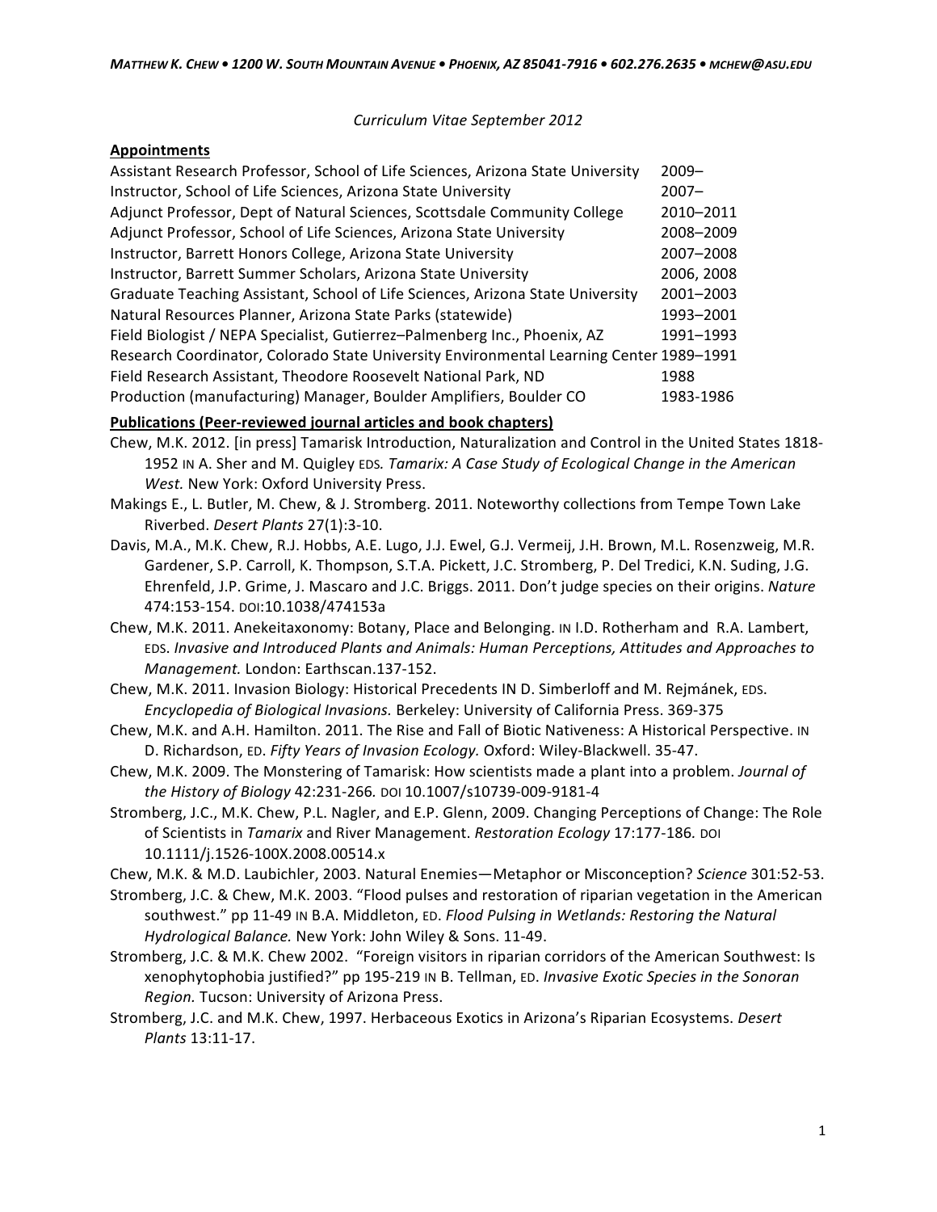*Matthew K. Chew • 1200 W. South Mountain Avenue • Phoenix, AZ 85041-7916 • 602.276.2635 • mchew@asu.edu*

*Curriculum Vitae September 2012*

## Appointments

| | |
|---|---|
| Assistant Research Professor, School of Life Sciences, Arizona State University | 2009– |
| Instructor, School of Life Sciences, Arizona State University | 2007– |
| Adjunct Professor, Dept of Natural Sciences, Scottsdale Community College | 2010–2011 |
| Adjunct Professor, School of Life Sciences, Arizona State University | 2008–2009 |
| Instructor, Barrett Honors College, Arizona State University | 2007–2008 |
| Instructor, Barrett Summer Scholars, Arizona State University | 2006, 2008 |
| Graduate Teaching Assistant, School of Life Sciences, Arizona State University | 2001–2003 |
| Natural Resources Planner, Arizona State Parks (statewide) | 1993–2001 |
| Field Biologist / NEPA Specialist, Gutierrez–Palmenberg Inc., Phoenix, AZ | 1991–1993 |
| Research Coordinator, Colorado State University Environmental Learning Center | 1989–1991 |
| Field Research Assistant, Theodore Roosevelt National Park, ND | 1988 |
| Production (manufacturing) Manager, Boulder Amplifiers, Boulder CO | 1983-1986 |

## Publications (Peer-reviewed journal articles and book chapters)

Chew, M.K. 2012. [in press] Tamarisk Introduction, Naturalization and Control in the United States 1818-1952 IN A. Sher and M. Quigley EDS. *Tamarix: A Case Study of Ecological Change in the American West.* New York: Oxford University Press.

Makings E., L. Butler, M. Chew, & J. Stromberg. 2011. Noteworthy collections from Tempe Town Lake Riverbed. *Desert Plants* 27(1):3-10.

Davis, M.A., M.K. Chew, R.J. Hobbs, A.E. Lugo, J.J. Ewel, G.J. Vermeij, J.H. Brown, M.L. Rosenzweig, M.R. Gardener, S.P. Carroll, K. Thompson, S.T.A. Pickett, J.C. Stromberg, P. Del Tredici, K.N. Suding, J.G. Ehrenfeld, J.P. Grime, J. Mascaro and J.C. Briggs. 2011. Don't judge species on their origins. *Nature* 474:153-154. DOI:10.1038/474153a

Chew, M.K. 2011. Anekeitaxonomy: Botany, Place and Belonging. IN I.D. Rotherham and R.A. Lambert, EDS. *Invasive and Introduced Plants and Animals: Human Perceptions, Attitudes and Approaches to Management.* London: Earthscan.137-152.

Chew, M.K. 2011. Invasion Biology: Historical Precedents IN D. Simberloff and M. Rejmánek, EDS. *Encyclopedia of Biological Invasions.* Berkeley: University of California Press. 369-375

Chew, M.K. and A.H. Hamilton. 2011. The Rise and Fall of Biotic Nativeness: A Historical Perspective. IN D. Richardson, ED. *Fifty Years of Invasion Ecology.* Oxford: Wiley-Blackwell. 35-47.

Chew, M.K. 2009. The Monstering of Tamarisk: How scientists made a plant into a problem. *Journal of the History of Biology* 42:231-266. DOI 10.1007/s10739-009-9181-4

Stromberg, J.C., M.K. Chew, P.L. Nagler, and E.P. Glenn, 2009. Changing Perceptions of Change: The Role of Scientists in *Tamarix* and River Management. *Restoration Ecology* 17:177-186. DOI 10.1111/j.1526-100X.2008.00514.x

Chew, M.K. & M.D. Laubichler, 2003. Natural Enemies—Metaphor or Misconception? *Science* 301:52-53.

Stromberg, J.C. & Chew, M.K. 2003. "Flood pulses and restoration of riparian vegetation in the American southwest." pp 11-49 IN B.A. Middleton, ED. *Flood Pulsing in Wetlands: Restoring the Natural Hydrological Balance.* New York: John Wiley & Sons. 11-49.

Stromberg, J.C. & M.K. Chew 2002. "Foreign visitors in riparian corridors of the American Southwest: Is xenophytophobia justified?" pp 195-219 IN B. Tellman, ED. *Invasive Exotic Species in the Sonoran Region.* Tucson: University of Arizona Press.

Stromberg, J.C. and M.K. Chew, 1997. Herbaceous Exotics in Arizona's Riparian Ecosystems. *Desert Plants* 13:11-17.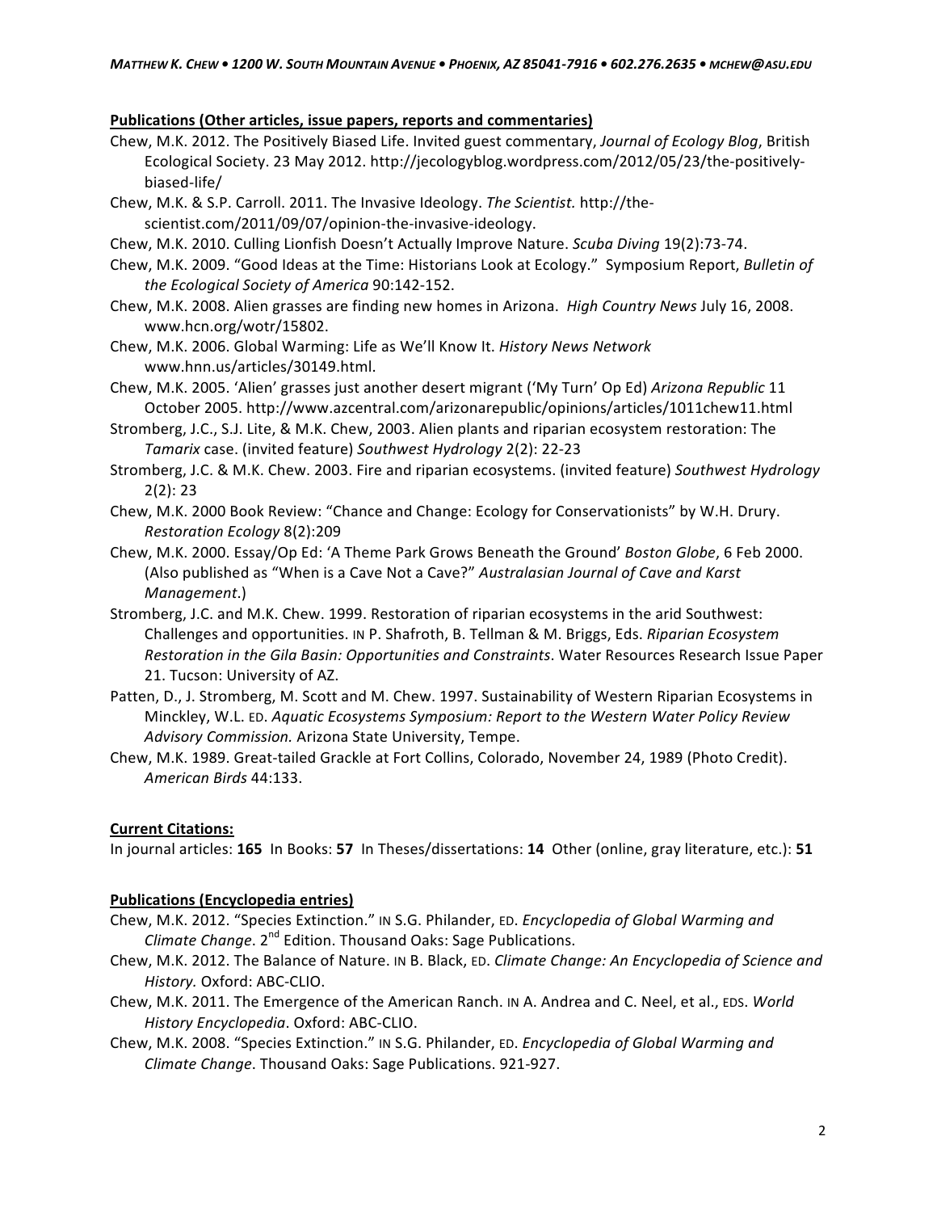**Publications (Other articles, issue papers, reports and commentaries)**

Chew, M.K. 2012. The Positively Biased Life. Invited guest commentary, *Journal of Ecology Blog*, British Ecological Society. 23 May 2012. http://jecologyblog.wordpress.com/2012/05/23/the-positively-biased-life/

Chew, M.K. & S.P. Carroll. 2011. The Invasive Ideology. *The Scientist.* http://the-scientist.com/2011/09/07/opinion-the-invasive-ideology.

Chew, M.K. 2010. Culling Lionfish Doesn't Actually Improve Nature. *Scuba Diving* 19(2):73-74.

Chew, M.K. 2009. "Good Ideas at the Time: Historians Look at Ecology." Symposium Report, *Bulletin of the Ecological Society of America* 90:142-152.

Chew, M.K. 2008. Alien grasses are finding new homes in Arizona. *High Country News* July 16, 2008. www.hcn.org/wotr/15802.

Chew, M.K. 2006. Global Warming: Life as We'll Know It. *History News Network* www.hnn.us/articles/30149.html.

Chew, M.K. 2005. 'Alien' grasses just another desert migrant ('My Turn' Op Ed) *Arizona Republic* 11 October 2005. http://www.azcentral.com/arizonarepublic/opinions/articles/1011chew11.html

Stromberg, J.C., S.J. Lite, & M.K. Chew, 2003. Alien plants and riparian ecosystem restoration: The *Tamarix* case. (invited feature) *Southwest Hydrology* 2(2): 22-23

Stromberg, J.C. & M.K. Chew. 2003. Fire and riparian ecosystems. (invited feature) *Southwest Hydrology* 2(2): 23

Chew, M.K. 2000 Book Review: "Chance and Change: Ecology for Conservationists" by W.H. Drury. *Restoration Ecology* 8(2):209

Chew, M.K. 2000. Essay/Op Ed: 'A Theme Park Grows Beneath the Ground' *Boston Globe*, 6 Feb 2000. (Also published as "When is a Cave Not a Cave?" *Australasian Journal of Cave and Karst Management*.)

Stromberg, J.C. and M.K. Chew. 1999. Restoration of riparian ecosystems in the arid Southwest: Challenges and opportunities. IN P. Shafroth, B. Tellman & M. Briggs, Eds. *Riparian Ecosystem Restoration in the Gila Basin: Opportunities and Constraints*. Water Resources Research Issue Paper 21. Tucson: University of AZ.

Patten, D., J. Stromberg, M. Scott and M. Chew. 1997. Sustainability of Western Riparian Ecosystems in Minckley, W.L. ED. *Aquatic Ecosystems Symposium: Report to the Western Water Policy Review Advisory Commission.* Arizona State University, Tempe.

Chew, M.K. 1989. Great-tailed Grackle at Fort Collins, Colorado, November 24, 1989 (Photo Credit). *American Birds* 44:133.

**Current Citations:**

In journal articles: **165** In Books: **57** In Theses/dissertations: **14** Other (online, gray literature, etc.): **51**

**Publications (Encyclopedia entries)**

Chew, M.K. 2012. "Species Extinction." IN S.G. Philander, ED. *Encyclopedia of Global Warming and Climate Change*. 2nd Edition. Thousand Oaks: Sage Publications.

Chew, M.K. 2012. The Balance of Nature. IN B. Black, ED. *Climate Change: An Encyclopedia of Science and History.* Oxford: ABC-CLIO.

Chew, M.K. 2011. The Emergence of the American Ranch. IN A. Andrea and C. Neel, et al., EDS. *World History Encyclopedia*. Oxford: ABC-CLIO.

Chew, M.K. 2008. "Species Extinction." IN S.G. Philander, ED. *Encyclopedia of Global Warming and Climate Change*. Thousand Oaks: Sage Publications. 921-927.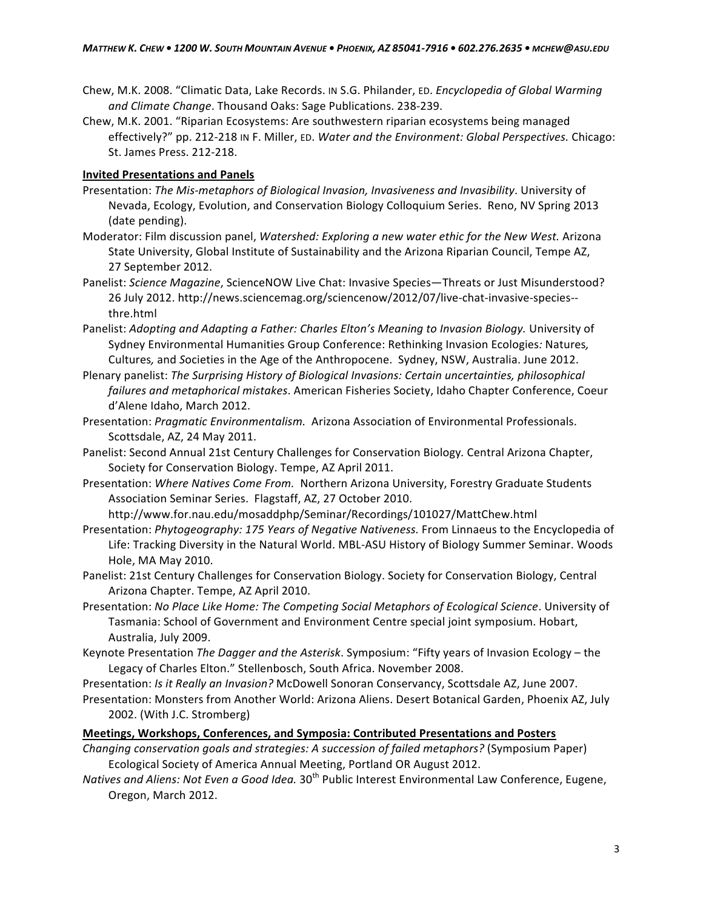Chew, M.K. 2008. "Climatic Data, Lake Records. IN S.G. Philander, ED. *Encyclopedia of Global Warming and Climate Change*. Thousand Oaks: Sage Publications. 238-239.

Chew, M.K. 2001. "Riparian Ecosystems: Are southwestern riparian ecosystems being managed effectively?" pp. 212-218 IN F. Miller, ED. *Water and the Environment: Global Perspectives.* Chicago: St. James Press. 212-218.

**Invited Presentations and Panels**

Presentation: *The Mis-metaphors of Biological Invasion, Invasiveness and Invasibility*. University of Nevada, Ecology, Evolution, and Conservation Biology Colloquium Series. Reno, NV Spring 2013 (date pending).

Moderator: Film discussion panel, *Watershed: Exploring a new water ethic for the New West.* Arizona State University, Global Institute of Sustainability and the Arizona Riparian Council, Tempe AZ, 27 September 2012.

Panelist: *Science Magazine*, ScienceNOW Live Chat: Invasive Species—Threats or Just Misunderstood? 26 July 2012. http://news.sciencemag.org/sciencenow/2012/07/live-chat-invasive-species--thre.html

Panelist: *Adopting and Adapting a Father: Charles Elton's Meaning to Invasion Biology.* University of Sydney Environmental Humanities Group Conference: Rethinking Invasion Ecologies*: Natures, Cultures,* and *S*ocieties in the Age of the Anthropocene. Sydney, NSW, Australia. June 2012.

Plenary panelist: *The Surprising History of Biological Invasions: Certain uncertainties, philosophical failures and metaphorical mistakes*. American Fisheries Society, Idaho Chapter Conference, Coeur d'Alene Idaho, March 2012.

Presentation: *Pragmatic Environmentalism.* Arizona Association of Environmental Professionals. Scottsdale, AZ, 24 May 2011.

Panelist: Second Annual 21st Century Challenges for Conservation Biology. Central Arizona Chapter, Society for Conservation Biology. Tempe, AZ April 2011.

Presentation: *Where Natives Come From.* Northern Arizona University, Forestry Graduate Students Association Seminar Series. Flagstaff, AZ, 27 October 2010. http://www.for.nau.edu/mosaddphp/Seminar/Recordings/101027/MattChew.html

Presentation: *Phytogeography: 175 Years of Negative Nativeness.* From Linnaeus to the Encyclopedia of Life: Tracking Diversity in the Natural World. MBL-ASU History of Biology Summer Seminar. Woods Hole, MA May 2010.

Panelist: 21st Century Challenges for Conservation Biology. Society for Conservation Biology, Central Arizona Chapter. Tempe, AZ April 2010.

Presentation: *No Place Like Home: The Competing Social Metaphors of Ecological Science*. University of Tasmania: School of Government and Environment Centre special joint symposium. Hobart, Australia, July 2009.

Keynote Presentation *The Dagger and the Asterisk*. Symposium: "Fifty years of Invasion Ecology – the Legacy of Charles Elton." Stellenbosch, South Africa. November 2008.

Presentation: *Is it Really an Invasion?* McDowell Sonoran Conservancy, Scottsdale AZ, June 2007.

Presentation: Monsters from Another World: Arizona Aliens. Desert Botanical Garden, Phoenix AZ, July 2002. (With J.C. Stromberg)

**Meetings, Workshops, Conferences, and Symposia: Contributed Presentations and Posters**

*Changing conservation goals and strategies: A succession of failed metaphors?* (Symposium Paper) Ecological Society of America Annual Meeting, Portland OR August 2012.

*Natives and Aliens: Not Even a Good Idea.* 30th Public Interest Environmental Law Conference, Eugene, Oregon, March 2012.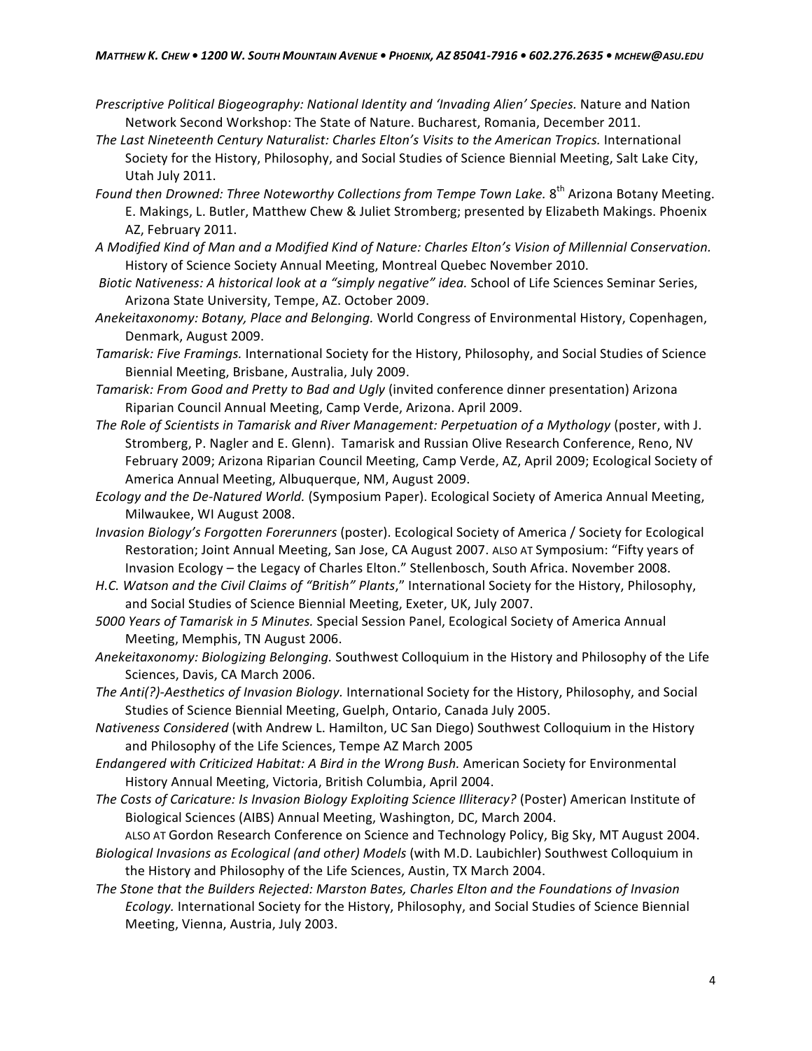*Prescriptive Political Biogeography: National Identity and 'Invading Alien' Species.* Nature and Nation Network Second Workshop: The State of Nature. Bucharest, Romania, December 2011.

*The Last Nineteenth Century Naturalist: Charles Elton's Visits to the American Tropics.* International Society for the History, Philosophy, and Social Studies of Science Biennial Meeting, Salt Lake City, Utah July 2011.

*Found then Drowned: Three Noteworthy Collections from Tempe Town Lake.* 8th Arizona Botany Meeting. E. Makings, L. Butler, Matthew Chew & Juliet Stromberg; presented by Elizabeth Makings. Phoenix AZ, February 2011.

*A Modified Kind of Man and a Modified Kind of Nature: Charles Elton's Vision of Millennial Conservation.* History of Science Society Annual Meeting, Montreal Quebec November 2010.

*Biotic Nativeness: A historical look at a "simply negative" idea.* School of Life Sciences Seminar Series, Arizona State University, Tempe, AZ. October 2009.

*Anekeitaxonomy: Botany, Place and Belonging.* World Congress of Environmental History, Copenhagen, Denmark, August 2009.

*Tamarisk: Five Framings.* International Society for the History, Philosophy, and Social Studies of Science Biennial Meeting, Brisbane, Australia, July 2009.

*Tamarisk: From Good and Pretty to Bad and Ugly* (invited conference dinner presentation) Arizona Riparian Council Annual Meeting, Camp Verde, Arizona. April 2009.

*The Role of Scientists in Tamarisk and River Management: Perpetuation of a Mythology* (poster, with J. Stromberg, P. Nagler and E. Glenn). Tamarisk and Russian Olive Research Conference, Reno, NV February 2009; Arizona Riparian Council Meeting, Camp Verde, AZ, April 2009; Ecological Society of America Annual Meeting, Albuquerque, NM, August 2009.

*Ecology and the De-Natured World.* (Symposium Paper). Ecological Society of America Annual Meeting, Milwaukee, WI August 2008.

*Invasion Biology's Forgotten Forerunners* (poster). Ecological Society of America / Society for Ecological Restoration; Joint Annual Meeting, San Jose, CA August 2007. ALSO AT Symposium: "Fifty years of Invasion Ecology – the Legacy of Charles Elton." Stellenbosch, South Africa. November 2008.

*H.C. Watson and the Civil Claims of "British" Plants*," International Society for the History, Philosophy, and Social Studies of Science Biennial Meeting, Exeter, UK, July 2007.

*5000 Years of Tamarisk in 5 Minutes.* Special Session Panel, Ecological Society of America Annual Meeting, Memphis, TN August 2006.

*Anekeitaxonomy: Biologizing Belonging.* Southwest Colloquium in the History and Philosophy of the Life Sciences, Davis, CA March 2006.

*The Anti(?)-Aesthetics of Invasion Biology.* International Society for the History, Philosophy, and Social Studies of Science Biennial Meeting, Guelph, Ontario, Canada July 2005.

*Nativeness Considered* (with Andrew L. Hamilton, UC San Diego) Southwest Colloquium in the History and Philosophy of the Life Sciences, Tempe AZ March 2005

*Endangered with Criticized Habitat: A Bird in the Wrong Bush.* American Society for Environmental History Annual Meeting, Victoria, British Columbia, April 2004.

*The Costs of Caricature: Is Invasion Biology Exploiting Science Illiteracy?* (Poster) American Institute of Biological Sciences (AIBS) Annual Meeting, Washington, DC, March 2004.
ALSO AT Gordon Research Conference on Science and Technology Policy, Big Sky, MT August 2004.

*Biological Invasions as Ecological (and other) Models* (with M.D. Laubichler) Southwest Colloquium in the History and Philosophy of the Life Sciences, Austin, TX March 2004.

*The Stone that the Builders Rejected: Marston Bates, Charles Elton and the Foundations of Invasion Ecology.* International Society for the History, Philosophy, and Social Studies of Science Biennial Meeting, Vienna, Austria, July 2003.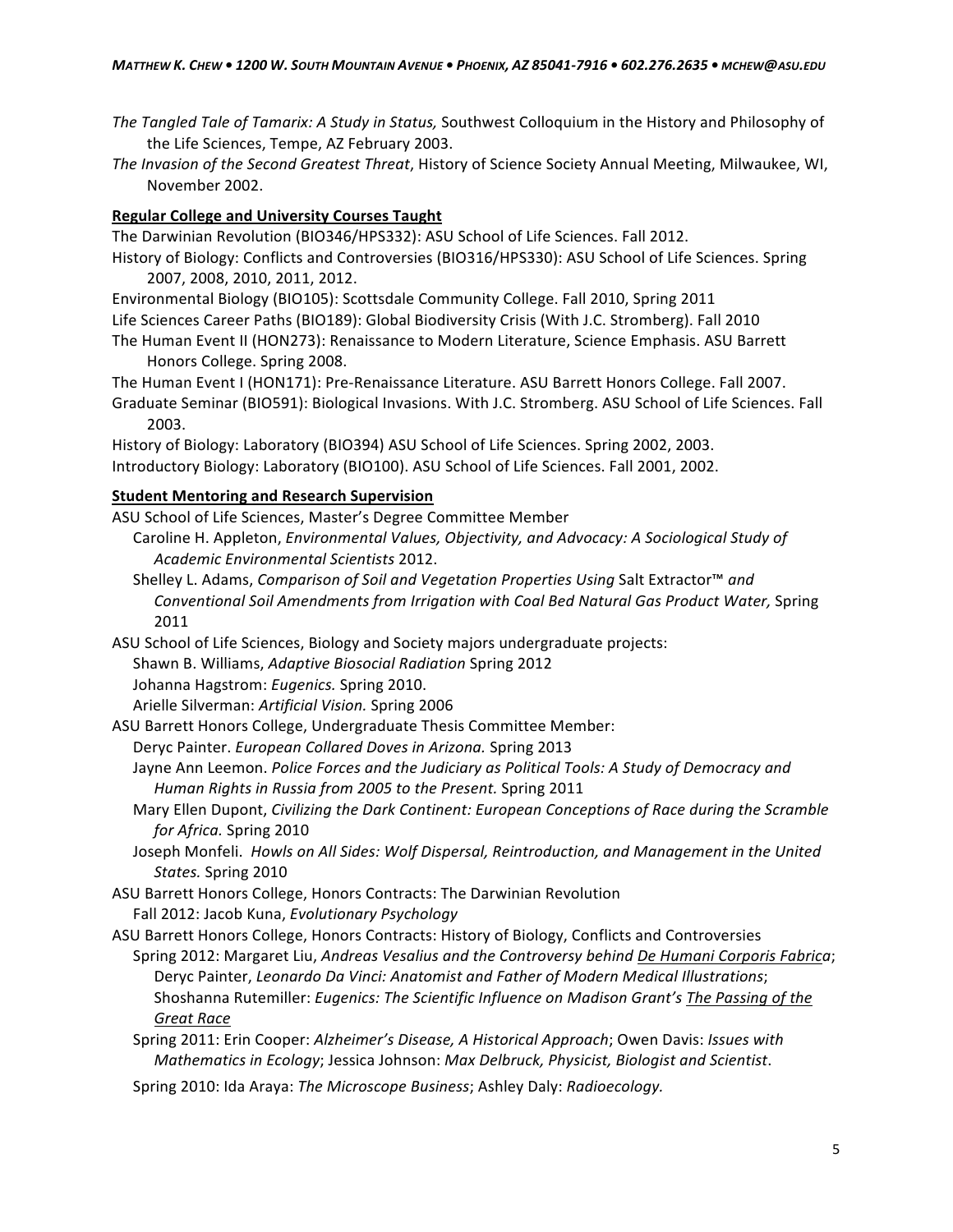*The Tangled Tale of Tamarix: A Study in Status,* Southwest Colloquium in the History and Philosophy of the Life Sciences, Tempe, AZ February 2003.

*The Invasion of the Second Greatest Threat*, History of Science Society Annual Meeting, Milwaukee, WI, November 2002.

**Regular College and University Courses Taught**

The Darwinian Revolution (BIO346/HPS332): ASU School of Life Sciences. Fall 2012.

History of Biology: Conflicts and Controversies (BIO316/HPS330): ASU School of Life Sciences. Spring 2007, 2008, 2010, 2011, 2012.

Environmental Biology (BIO105): Scottsdale Community College. Fall 2010, Spring 2011

Life Sciences Career Paths (BIO189): Global Biodiversity Crisis (With J.C. Stromberg). Fall 2010

The Human Event II (HON273): Renaissance to Modern Literature, Science Emphasis. ASU Barrett Honors College. Spring 2008.

The Human Event I (HON171): Pre-Renaissance Literature. ASU Barrett Honors College. Fall 2007.

Graduate Seminar (BIO591): Biological Invasions. With J.C. Stromberg. ASU School of Life Sciences. Fall 2003.

History of Biology: Laboratory (BIO394) ASU School of Life Sciences. Spring 2002, 2003.

Introductory Biology: Laboratory (BIO100). ASU School of Life Sciences. Fall 2001, 2002.

**Student Mentoring and Research Supervision**

ASU School of Life Sciences, Master's Degree Committee Member
- Caroline H. Appleton, *Environmental Values, Objectivity, and Advocacy: A Sociological Study of Academic Environmental Scientists* 2012.
- Shelley L. Adams, *Comparison of Soil and Vegetation Properties Using* Salt Extractor™ *and Conventional Soil Amendments from Irrigation with Coal Bed Natural Gas Product Water,* Spring 2011

ASU School of Life Sciences, Biology and Society majors undergraduate projects:
- Shawn B. Williams, *Adaptive Biosocial Radiation* Spring 2012
- Johanna Hagstrom: *Eugenics.* Spring 2010.
- Arielle Silverman: *Artificial Vision.* Spring 2006

ASU Barrett Honors College, Undergraduate Thesis Committee Member:
- Deryc Painter. *European Collared Doves in Arizona.* Spring 2013
- Jayne Ann Leemon. *Police Forces and the Judiciary as Political Tools: A Study of Democracy and Human Rights in Russia from 2005 to the Present.* Spring 2011
- Mary Ellen Dupont, *Civilizing the Dark Continent: European Conceptions of Race during the Scramble for Africa.* Spring 2010
- Joseph Monfeli. *Howls on All Sides: Wolf Dispersal, Reintroduction, and Management in the United States.* Spring 2010

ASU Barrett Honors College, Honors Contracts: The Darwinian Revolution
- Fall 2012: Jacob Kuna, *Evolutionary Psychology*

ASU Barrett Honors College, Honors Contracts: History of Biology, Conflicts and Controversies
- Spring 2012: Margaret Liu, *Andreas Vesalius and the Controversy behind De Humani Corporis Fabrica*; Deryc Painter, *Leonardo Da Vinci: Anatomist and Father of Modern Medical Illustrations*; Shoshanna Rutemiller: *Eugenics: The Scientific Influence on Madison Grant's The Passing of the Great Race*
- Spring 2011: Erin Cooper: *Alzheimer's Disease, A Historical Approach*; Owen Davis: *Issues with Mathematics in Ecology*; Jessica Johnson: *Max Delbruck, Physicist, Biologist and Scientist*.
- Spring 2010: Ida Araya: *The Microscope Business*; Ashley Daly: *Radioecology.*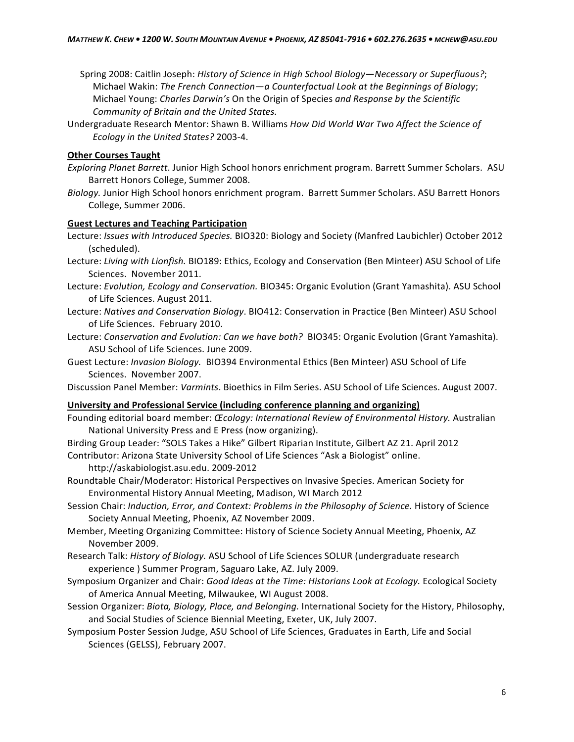Spring 2008: Caitlin Joseph: *History of Science in High School Biology—Necessary or Superfluous?*; Michael Wakin: *The French Connection—a Counterfactual Look at the Beginnings of Biology*; Michael Young: *Charles Darwin's* On the Origin of Species *and Response by the Scientific Community of Britain and the United States.*

Undergraduate Research Mentor: Shawn B. Williams *How Did World War Two Affect the Science of Ecology in the United States?* 2003-4.

**Other Courses Taught**

*Exploring Planet Barrett*. Junior High School honors enrichment program. Barrett Summer Scholars. ASU Barrett Honors College, Summer 2008.

*Biology.* Junior High School honors enrichment program. Barrett Summer Scholars. ASU Barrett Honors College, Summer 2006.

**Guest Lectures and Teaching Participation**

Lecture: *Issues with Introduced Species.* BIO320: Biology and Society (Manfred Laubichler) October 2012 (scheduled).

Lecture: *Living with Lionfish.* BIO189: Ethics, Ecology and Conservation (Ben Minteer) ASU School of Life Sciences. November 2011.

Lecture: *Evolution, Ecology and Conservation.* BIO345: Organic Evolution (Grant Yamashita). ASU School of Life Sciences. August 2011.

Lecture: *Natives and Conservation Biology*. BIO412: Conservation in Practice (Ben Minteer) ASU School of Life Sciences. February 2010.

Lecture: *Conservation and Evolution: Can we have both?* BIO345: Organic Evolution (Grant Yamashita). ASU School of Life Sciences. June 2009.

Guest Lecture: *Invasion Biology.* BIO394 Environmental Ethics (Ben Minteer) ASU School of Life Sciences. November 2007.

Discussion Panel Member: *Varmints*. Bioethics in Film Series. ASU School of Life Sciences. August 2007.

**University and Professional Service (including conference planning and organizing)**

Founding editorial board member: *Œcology: International Review of Environmental History.* Australian National University Press and E Press (now organizing).

Birding Group Leader: "SOLS Takes a Hike" Gilbert Riparian Institute, Gilbert AZ 21. April 2012

Contributor: Arizona State University School of Life Sciences "Ask a Biologist" online. http://askabiologist.asu.edu. 2009-2012

Roundtable Chair/Moderator: Historical Perspectives on Invasive Species. American Society for Environmental History Annual Meeting, Madison, WI March 2012

Session Chair: *Induction, Error, and Context: Problems in the Philosophy of Science.* History of Science Society Annual Meeting, Phoenix, AZ November 2009.

Member, Meeting Organizing Committee: History of Science Society Annual Meeting, Phoenix, AZ November 2009.

Research Talk: *History of Biology.* ASU School of Life Sciences SOLUR (undergraduate research experience ) Summer Program, Saguaro Lake, AZ. July 2009.

Symposium Organizer and Chair: *Good Ideas at the Time: Historians Look at Ecology.* Ecological Society of America Annual Meeting, Milwaukee, WI August 2008.

Session Organizer: *Biota, Biology, Place, and Belonging.* International Society for the History, Philosophy, and Social Studies of Science Biennial Meeting, Exeter, UK, July 2007.

Symposium Poster Session Judge, ASU School of Life Sciences, Graduates in Earth, Life and Social Sciences (GELSS), February 2007.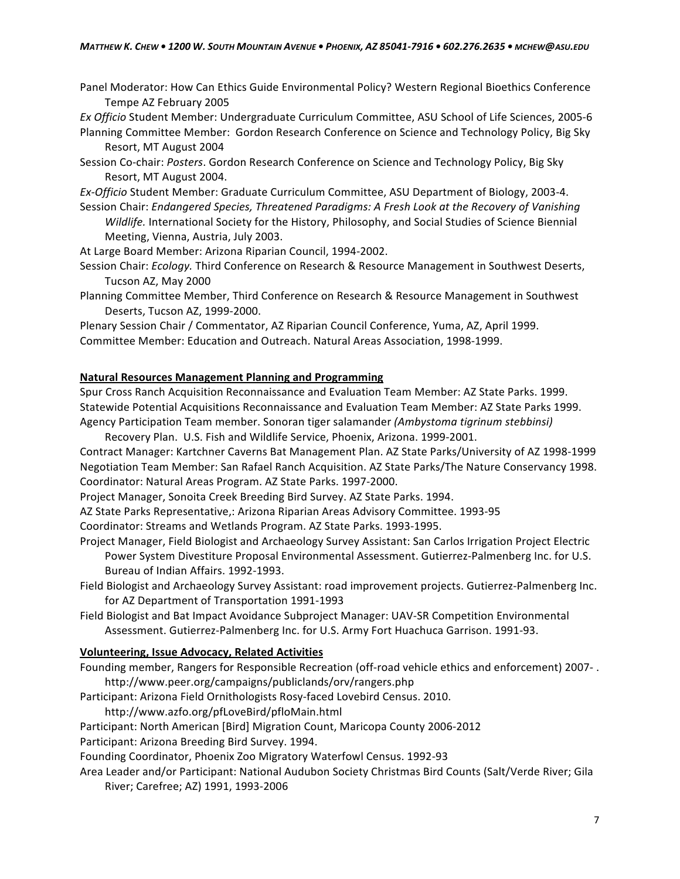Panel Moderator: How Can Ethics Guide Environmental Policy? Western Regional Bioethics Conference Tempe AZ February 2005

*Ex Officio* Student Member: Undergraduate Curriculum Committee, ASU School of Life Sciences, 2005-6

Planning Committee Member: Gordon Research Conference on Science and Technology Policy, Big Sky Resort, MT August 2004

Session Co-chair: *Posters*. Gordon Research Conference on Science and Technology Policy, Big Sky Resort, MT August 2004.

*Ex-Officio* Student Member: Graduate Curriculum Committee, ASU Department of Biology, 2003-4.

Session Chair: *Endangered Species, Threatened Paradigms: A Fresh Look at the Recovery of Vanishing Wildlife.* International Society for the History, Philosophy, and Social Studies of Science Biennial Meeting, Vienna, Austria, July 2003.

At Large Board Member: Arizona Riparian Council, 1994-2002.

Session Chair: *Ecology.* Third Conference on Research & Resource Management in Southwest Deserts, Tucson AZ, May 2000

Planning Committee Member, Third Conference on Research & Resource Management in Southwest Deserts, Tucson AZ, 1999-2000.

Plenary Session Chair / Commentator, AZ Riparian Council Conference, Yuma, AZ, April 1999.

Committee Member: Education and Outreach. Natural Areas Association, 1998-1999.

**Natural Resources Management Planning and Programming**

Spur Cross Ranch Acquisition Reconnaissance and Evaluation Team Member: AZ State Parks. 1999.

Statewide Potential Acquisitions Reconnaissance and Evaluation Team Member: AZ State Parks 1999.

Agency Participation Team member. Sonoran tiger salamander *(Ambystoma tigrinum stebbinsi)* Recovery Plan. U.S. Fish and Wildlife Service, Phoenix, Arizona. 1999-2001.

Contract Manager: Kartchner Caverns Bat Management Plan. AZ State Parks/University of AZ 1998-1999

Negotiation Team Member: San Rafael Ranch Acquisition. AZ State Parks/The Nature Conservancy 1998.

Coordinator: Natural Areas Program. AZ State Parks. 1997-2000.

Project Manager, Sonoita Creek Breeding Bird Survey. AZ State Parks. 1994.

AZ State Parks Representative,: Arizona Riparian Areas Advisory Committee. 1993-95

Coordinator: Streams and Wetlands Program. AZ State Parks. 1993-1995.

Project Manager, Field Biologist and Archaeology Survey Assistant: San Carlos Irrigation Project Electric Power System Divestiture Proposal Environmental Assessment. Gutierrez-Palmenberg Inc. for U.S. Bureau of Indian Affairs. 1992-1993.

Field Biologist and Archaeology Survey Assistant: road improvement projects. Gutierrez-Palmenberg Inc. for AZ Department of Transportation 1991-1993

Field Biologist and Bat Impact Avoidance Subproject Manager: UAV-SR Competition Environmental Assessment. Gutierrez-Palmenberg Inc. for U.S. Army Fort Huachuca Garrison. 1991-93.

**Volunteering, Issue Advocacy, Related Activities**

Founding member, Rangers for Responsible Recreation (off-road vehicle ethics and enforcement) 2007- . http://www.peer.org/campaigns/publiclands/orv/rangers.php

Participant: Arizona Field Ornithologists Rosy-faced Lovebird Census. 2010. http://www.azfo.org/pfLoveBird/pfloMain.html

Participant: North American [Bird] Migration Count, Maricopa County 2006-2012

Participant: Arizona Breeding Bird Survey. 1994.

Founding Coordinator, Phoenix Zoo Migratory Waterfowl Census. 1992-93

Area Leader and/or Participant: National Audubon Society Christmas Bird Counts (Salt/Verde River; Gila River; Carefree; AZ) 1991, 1993-2006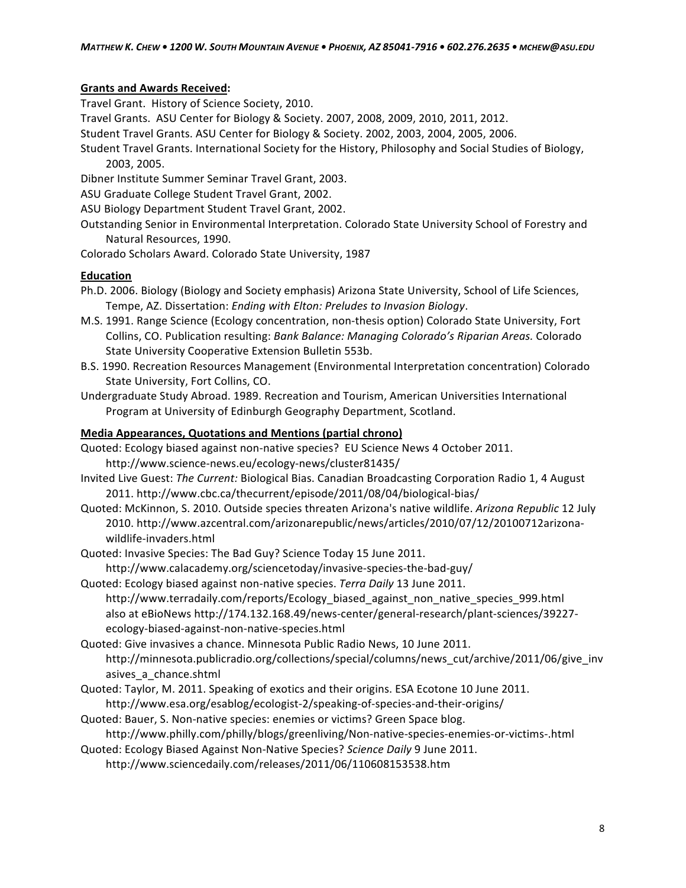## Grants and Awards Received:

Travel Grant. History of Science Society, 2010.

Travel Grants. ASU Center for Biology & Society. 2007, 2008, 2009, 2010, 2011, 2012.

Student Travel Grants. ASU Center for Biology & Society. 2002, 2003, 2004, 2005, 2006.

Student Travel Grants. International Society for the History, Philosophy and Social Studies of Biology, 2003, 2005.

Dibner Institute Summer Seminar Travel Grant, 2003.

ASU Graduate College Student Travel Grant, 2002.

ASU Biology Department Student Travel Grant, 2002.

Outstanding Senior in Environmental Interpretation. Colorado State University School of Forestry and Natural Resources, 1990.

Colorado Scholars Award. Colorado State University, 1987

## Education

Ph.D. 2006. Biology (Biology and Society emphasis) Arizona State University, School of Life Sciences, Tempe, AZ. Dissertation: *Ending with Elton: Preludes to Invasion Biology*.

M.S. 1991. Range Science (Ecology concentration, non-thesis option) Colorado State University, Fort Collins, CO. Publication resulting: *Bank Balance: Managing Colorado's Riparian Areas.* Colorado State University Cooperative Extension Bulletin 553b.

B.S. 1990. Recreation Resources Management (Environmental Interpretation concentration) Colorado State University, Fort Collins, CO.

Undergraduate Study Abroad. 1989. Recreation and Tourism, American Universities International Program at University of Edinburgh Geography Department, Scotland.

## Media Appearances, Quotations and Mentions (partial chrono)

Quoted: Ecology biased against non-native species? EU Science News 4 October 2011. http://www.science-news.eu/ecology-news/cluster81435/

Invited Live Guest: *The Current:* Biological Bias. Canadian Broadcasting Corporation Radio 1, 4 August 2011. http://www.cbc.ca/thecurrent/episode/2011/08/04/biological-bias/

Quoted: McKinnon, S. 2010. Outside species threaten Arizona's native wildlife. *Arizona Republic* 12 July 2010. http://www.azcentral.com/arizonarepublic/news/articles/2010/07/12/20100712arizona-wildlife-invaders.html

Quoted: Invasive Species: The Bad Guy? Science Today 15 June 2011. http://www.calacademy.org/sciencetoday/invasive-species-the-bad-guy/

Quoted: Ecology biased against non-native species. *Terra Daily* 13 June 2011. http://www.terradaily.com/reports/Ecology_biased_against_non_native_species_999.html also at eBioNews http://174.132.168.49/news-center/general-research/plant-sciences/39227-ecology-biased-against-non-native-species.html

Quoted: Give invasives a chance. Minnesota Public Radio News, 10 June 2011. http://minnesota.publicradio.org/collections/special/columns/news_cut/archive/2011/06/give_invasives_a_chance.shtml

Quoted: Taylor, M. 2011. Speaking of exotics and their origins. ESA Ecotone 10 June 2011. http://www.esa.org/esablog/ecologist-2/speaking-of-species-and-their-origins/

Quoted: Bauer, S. Non-native species: enemies or victims? Green Space blog. http://www.philly.com/philly/blogs/greenliving/Non-native-species-enemies-or-victims-.html

Quoted: Ecology Biased Against Non-Native Species? *Science Daily* 9 June 2011. http://www.sciencedaily.com/releases/2011/06/110608153538.htm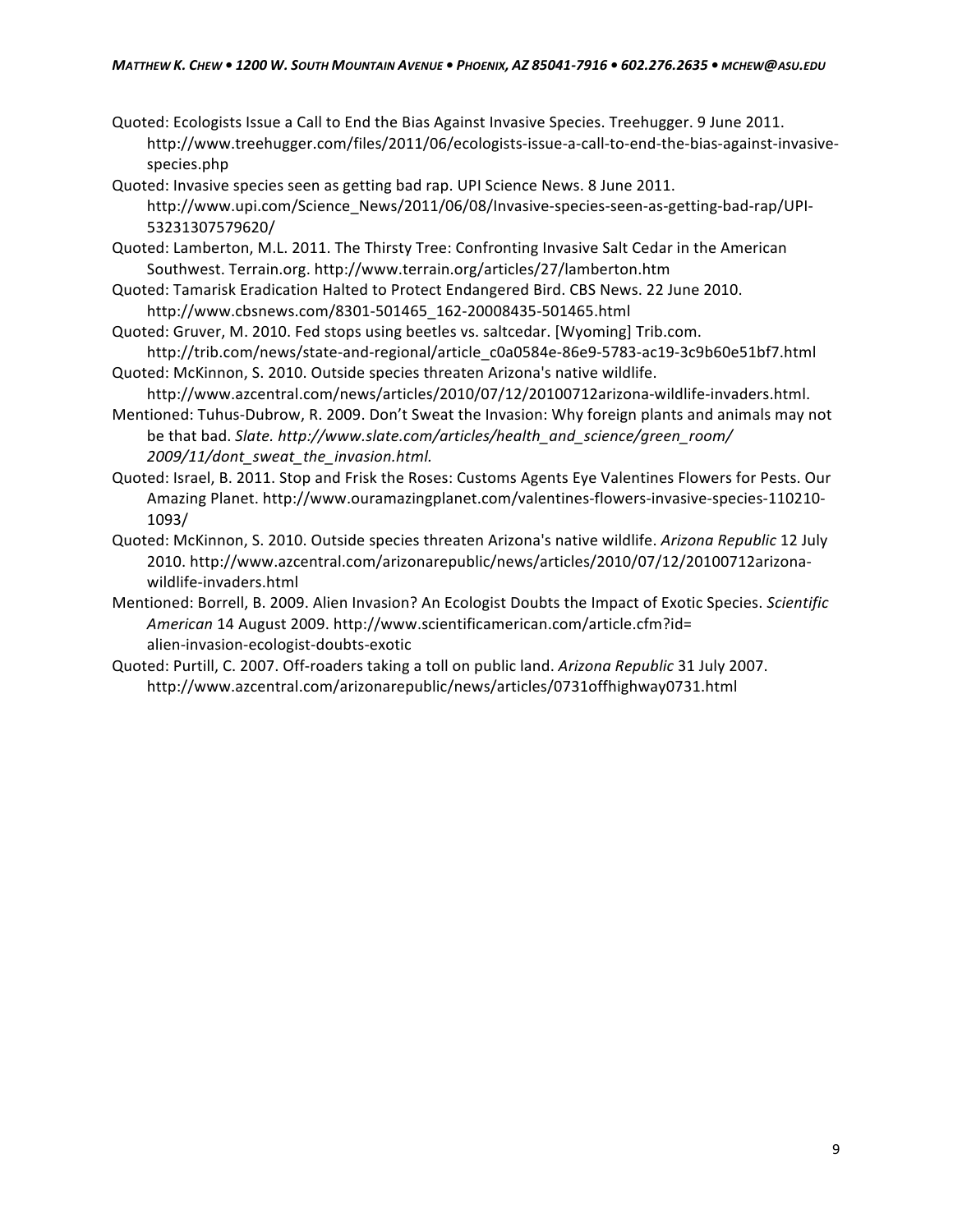Quoted: Ecologists Issue a Call to End the Bias Against Invasive Species. Treehugger. 9 June 2011. http://www.treehugger.com/files/2011/06/ecologists-issue-a-call-to-end-the-bias-against-invasive-species.php

Quoted: Invasive species seen as getting bad rap. UPI Science News. 8 June 2011. http://www.upi.com/Science_News/2011/06/08/Invasive-species-seen-as-getting-bad-rap/UPI-53231307579620/

Quoted: Lamberton, M.L. 2011. The Thirsty Tree: Confronting Invasive Salt Cedar in the American Southwest. Terrain.org. http://www.terrain.org/articles/27/lamberton.htm

Quoted: Tamarisk Eradication Halted to Protect Endangered Bird. CBS News. 22 June 2010. http://www.cbsnews.com/8301-501465_162-20008435-501465.html

Quoted: Gruver, M. 2010. Fed stops using beetles vs. saltcedar. [Wyoming] Trib.com. http://trib.com/news/state-and-regional/article_c0a0584e-86e9-5783-ac19-3c9b60e51bf7.html

Quoted: McKinnon, S. 2010. Outside species threaten Arizona's native wildlife. http://www.azcentral.com/news/articles/2010/07/12/20100712arizona-wildlife-invaders.html.

Mentioned: Tuhus-Dubrow, R. 2009. Don't Sweat the Invasion: Why foreign plants and animals may not be that bad. *Slate. http://www.slate.com/articles/health_and_science/green_room/2009/11/dont_sweat_the_invasion.html.*

Quoted: Israel, B. 2011. Stop and Frisk the Roses: Customs Agents Eye Valentines Flowers for Pests. Our Amazing Planet. http://www.ouramazingplanet.com/valentines-flowers-invasive-species-110210-1093/

Quoted: McKinnon, S. 2010. Outside species threaten Arizona's native wildlife. *Arizona Republic* 12 July 2010. http://www.azcentral.com/arizonarepublic/news/articles/2010/07/12/20100712arizona-wildlife-invaders.html

Mentioned: Borrell, B. 2009. Alien Invasion? An Ecologist Doubts the Impact of Exotic Species. *Scientific American* 14 August 2009. http://www.scientificamerican.com/article.cfm?id=alien-invasion-ecologist-doubts-exotic

Quoted: Purtill, C. 2007. Off-roaders taking a toll on public land. *Arizona Republic* 31 July 2007. http://www.azcentral.com/arizonarepublic/news/articles/0731offhighway0731.html